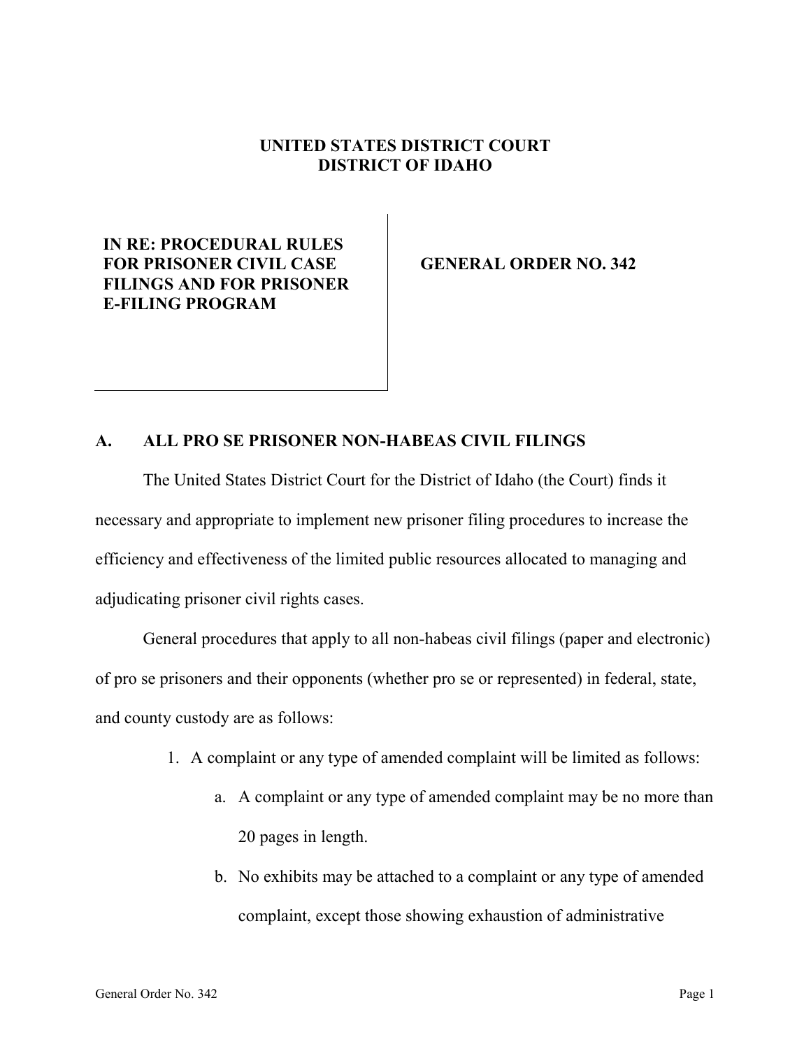**UNITED STATES DISTRICT COURT**
**DISTRICT OF IDAHO**

| | |
|---|---|
| **IN RE: PROCEDURAL RULES FOR PRISONER CIVIL CASE FILINGS AND FOR PRISONER E-FILING PROGRAM** | **GENERAL ORDER NO. 342** |

## A. ALL PRO SE PRISONER NON-HABEAS CIVIL FILINGS

The United States District Court for the District of Idaho (the Court) finds it necessary and appropriate to implement new prisoner filing procedures to increase the efficiency and effectiveness of the limited public resources allocated to managing and adjudicating prisoner civil rights cases.

General procedures that apply to all non-habeas civil filings (paper and electronic) of pro se prisoners and their opponents (whether pro se or represented) in federal, state, and county custody are as follows:

1. A complaint or any type of amended complaint will be limited as follows:
   a. A complaint or any type of amended complaint may be no more than 20 pages in length.
   b. No exhibits may be attached to a complaint or any type of amended complaint, except those showing exhaustion of administrative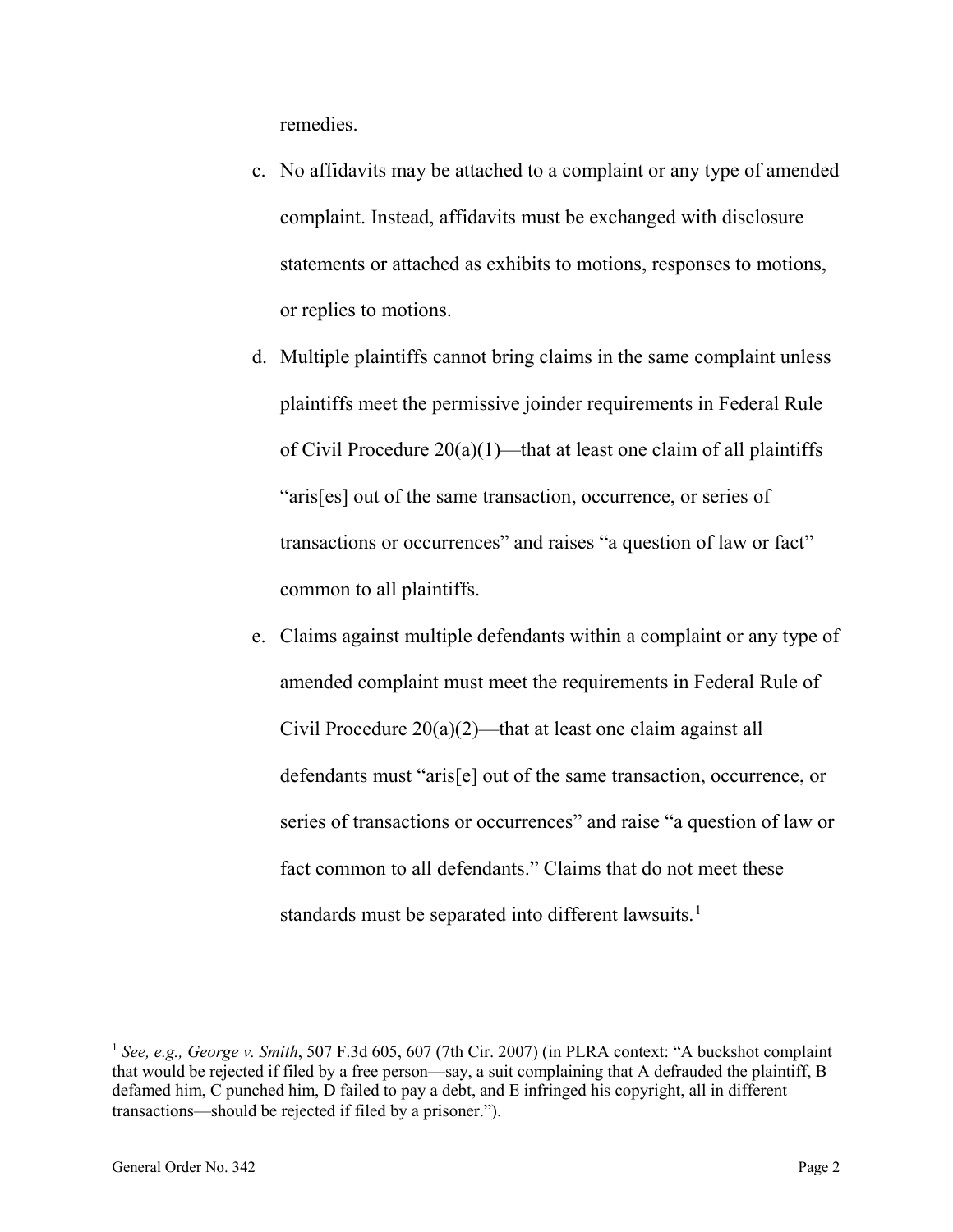remedies.

c. No affidavits may be attached to a complaint or any type of amended complaint. Instead, affidavits must be exchanged with disclosure statements or attached as exhibits to motions, responses to motions, or replies to motions.

d. Multiple plaintiffs cannot bring claims in the same complaint unless plaintiffs meet the permissive joinder requirements in Federal Rule of Civil Procedure 20(a)(1)—that at least one claim of all plaintiffs "aris[es] out of the same transaction, occurrence, or series of transactions or occurrences" and raises "a question of law or fact" common to all plaintiffs.

e. Claims against multiple defendants within a complaint or any type of amended complaint must meet the requirements in Federal Rule of Civil Procedure 20(a)(2)—that at least one claim against all defendants must "aris[e] out of the same transaction, occurrence, or series of transactions or occurrences" and raise "a question of law or fact common to all defendants." Claims that do not meet these standards must be separated into different lawsuits.[1]

---

[1] *See, e.g., George v. Smith*, 507 F.3d 605, 607 (7th Cir. 2007) (in PLRA context: "A buckshot complaint that would be rejected if filed by a free person—say, a suit complaining that A defrauded the plaintiff, B defamed him, C punched him, D failed to pay a debt, and E infringed his copyright, all in different transactions—should be rejected if filed by a prisoner.").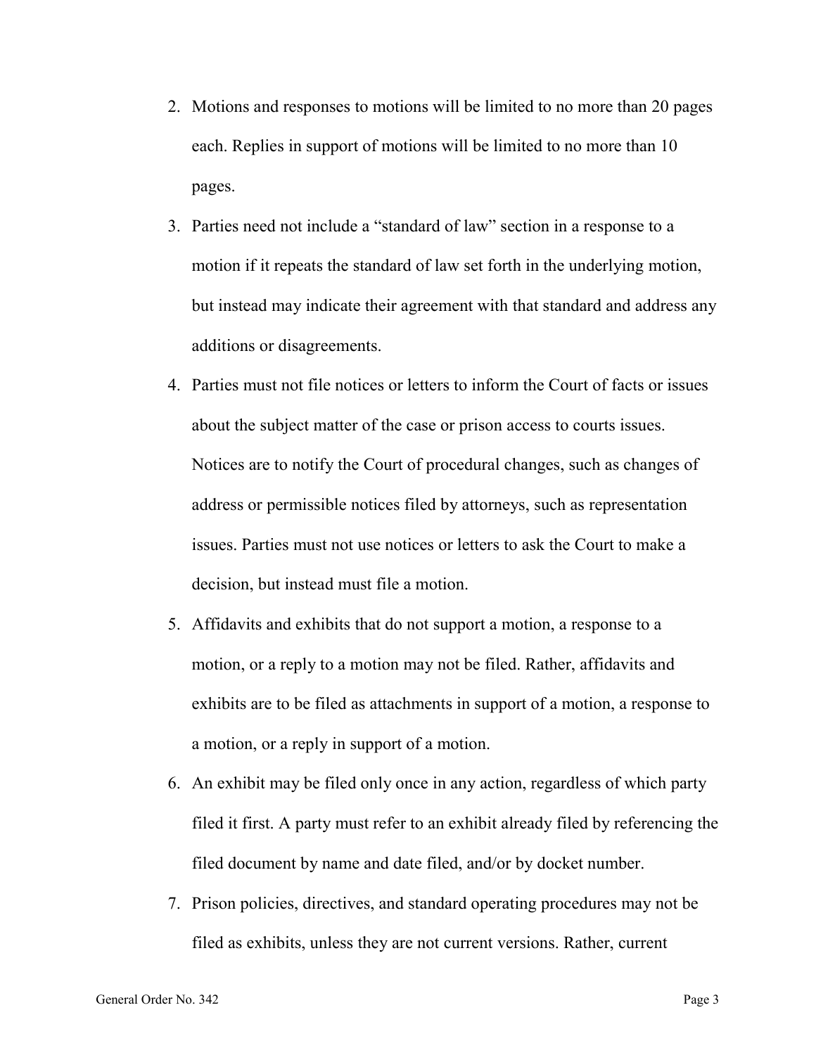2. Motions and responses to motions will be limited to no more than 20 pages each. Replies in support of motions will be limited to no more than 10 pages.
3. Parties need not include a "standard of law" section in a response to a motion if it repeats the standard of law set forth in the underlying motion, but instead may indicate their agreement with that standard and address any additions or disagreements.
4. Parties must not file notices or letters to inform the Court of facts or issues about the subject matter of the case or prison access to courts issues. Notices are to notify the Court of procedural changes, such as changes of address or permissible notices filed by attorneys, such as representation issues. Parties must not use notices or letters to ask the Court to make a decision, but instead must file a motion.
5. Affidavits and exhibits that do not support a motion, a response to a motion, or a reply to a motion may not be filed. Rather, affidavits and exhibits are to be filed as attachments in support of a motion, a response to a motion, or a reply in support of a motion.
6. An exhibit may be filed only once in any action, regardless of which party filed it first. A party must refer to an exhibit already filed by referencing the filed document by name and date filed, and/or by docket number.
7. Prison policies, directives, and standard operating procedures may not be filed as exhibits, unless they are not current versions. Rather, current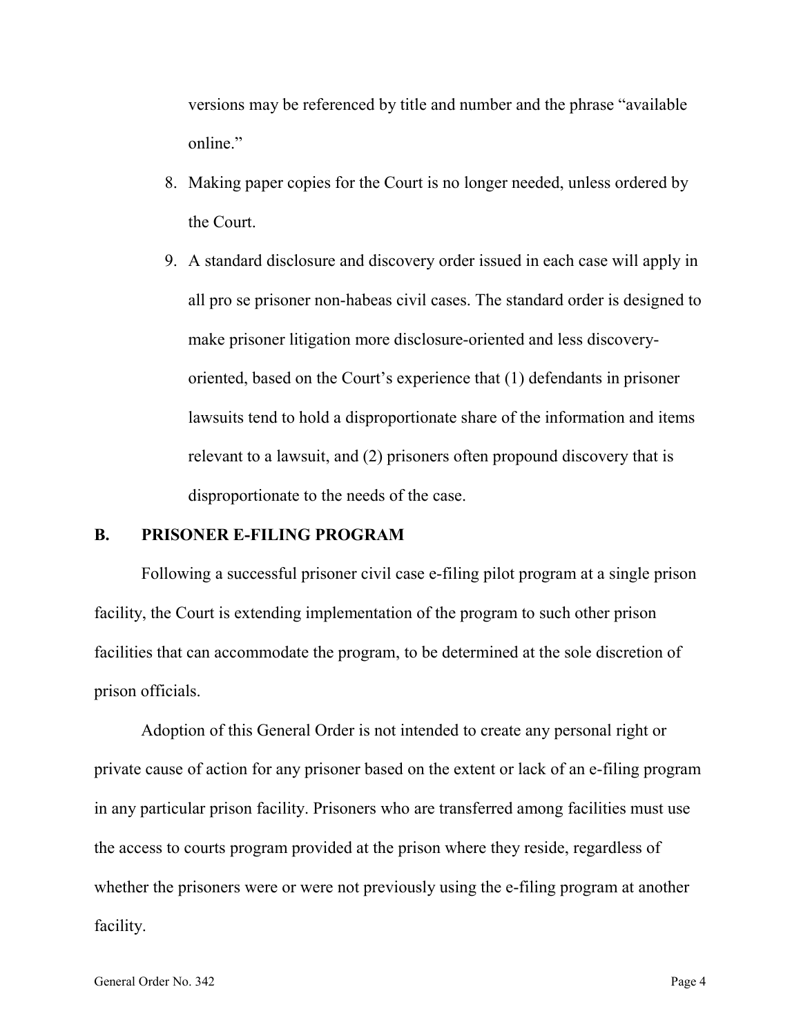versions may be referenced by title and number and the phrase "available online."

8. Making paper copies for the Court is no longer needed, unless ordered by the Court.
9. A standard disclosure and discovery order issued in each case will apply in all pro se prisoner non-habeas civil cases. The standard order is designed to make prisoner litigation more disclosure-oriented and less discovery-oriented, based on the Court's experience that (1) defendants in prisoner lawsuits tend to hold a disproportionate share of the information and items relevant to a lawsuit, and (2) prisoners often propound discovery that is disproportionate to the needs of the case.

## B. PRISONER E-FILING PROGRAM

Following a successful prisoner civil case e-filing pilot program at a single prison facility, the Court is extending implementation of the program to such other prison facilities that can accommodate the program, to be determined at the sole discretion of prison officials.

Adoption of this General Order is not intended to create any personal right or private cause of action for any prisoner based on the extent or lack of an e-filing program in any particular prison facility. Prisoners who are transferred among facilities must use the access to courts program provided at the prison where they reside, regardless of whether the prisoners were or were not previously using the e-filing program at another facility.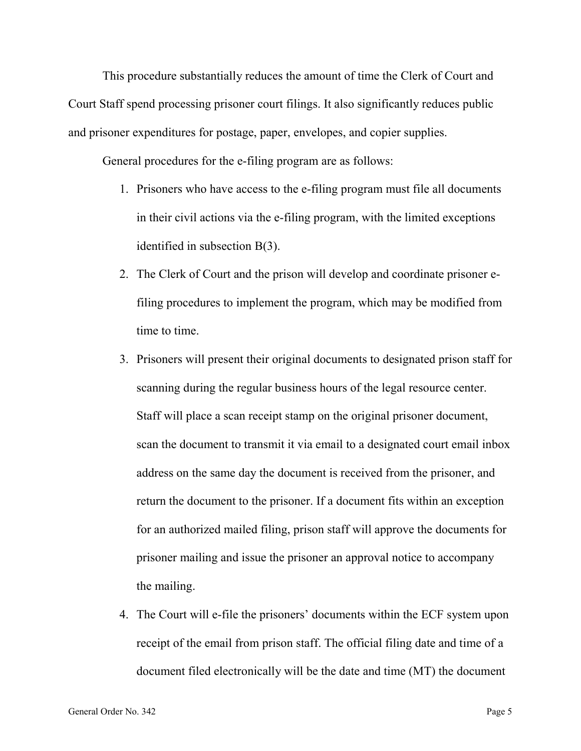This procedure substantially reduces the amount of time the Clerk of Court and Court Staff spend processing prisoner court filings. It also significantly reduces public and prisoner expenditures for postage, paper, envelopes, and copier supplies.

General procedures for the e-filing program are as follows:

1. Prisoners who have access to the e-filing program must file all documents in their civil actions via the e-filing program, with the limited exceptions identified in subsection B(3).
2. The Clerk of Court and the prison will develop and coordinate prisoner e-filing procedures to implement the program, which may be modified from time to time.
3. Prisoners will present their original documents to designated prison staff for scanning during the regular business hours of the legal resource center. Staff will place a scan receipt stamp on the original prisoner document, scan the document to transmit it via email to a designated court email inbox address on the same day the document is received from the prisoner, and return the document to the prisoner. If a document fits within an exception for an authorized mailed filing, prison staff will approve the documents for prisoner mailing and issue the prisoner an approval notice to accompany the mailing.
4. The Court will e-file the prisoners' documents within the ECF system upon receipt of the email from prison staff. The official filing date and time of a document filed electronically will be the date and time (MT) the document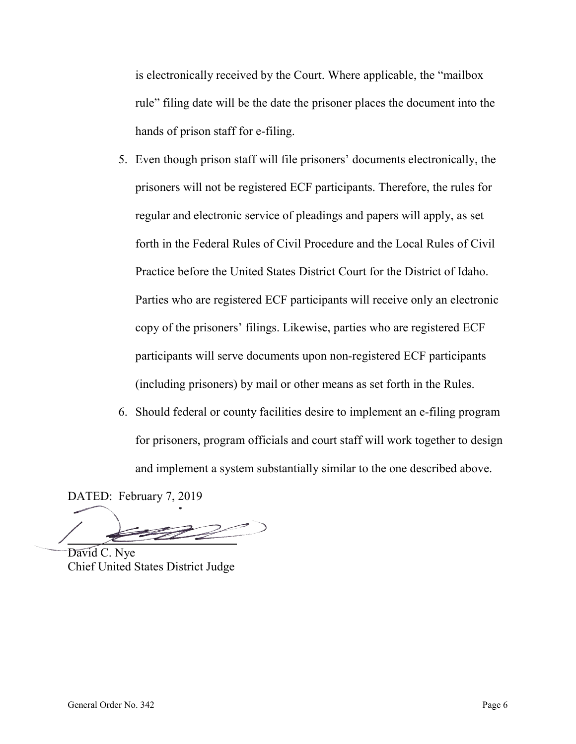is electronically received by the Court. Where applicable, the "mailbox rule" filing date will be the date the prisoner places the document into the hands of prison staff for e-filing.

5. Even though prison staff will file prisoners' documents electronically, the prisoners will not be registered ECF participants. Therefore, the rules for regular and electronic service of pleadings and papers will apply, as set forth in the Federal Rules of Civil Procedure and the Local Rules of Civil Practice before the United States District Court for the District of Idaho. Parties who are registered ECF participants will receive only an electronic copy of the prisoners' filings. Likewise, parties who are registered ECF participants will serve documents upon non-registered ECF participants (including prisoners) by mail or other means as set forth in the Rules.
6. Should federal or county facilities desire to implement an e-filing program for prisoners, program officials and court staff will work together to design and implement a system substantially similar to the one described above.

DATED: February 7, 2019

David C. Nye
Chief United States District Judge